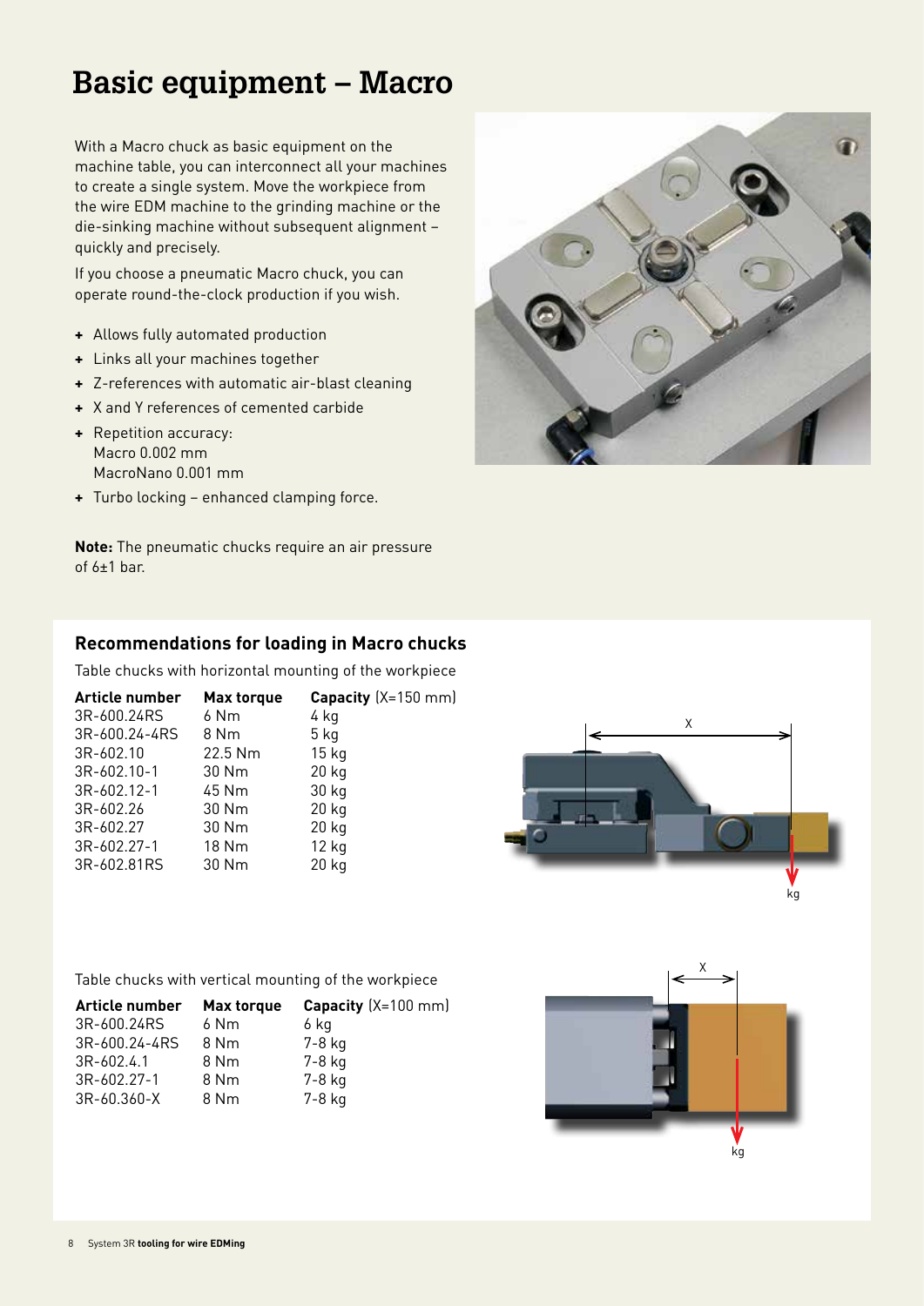# Basic equipment – Macro

With a Macro chuck as basic equipment on the machine table, you can interconnect all your machines to create a single system. Move the workpiece from the wire EDM machine to the grinding machine or the die-sinking machine without subsequent alignment – quickly and precisely.

If you choose a pneumatic Macro chuck, you can operate round-the-clock production if you wish.

- + Allows fully automated production
- + Links all your machines together
- + Z-references with automatic air-blast cleaning
- + X and Y references of cemented carbide
- + Repetition accuracy:
  Macro 0.002 mm
  MacroNano 0.001 mm
- + Turbo locking – enhanced clamping force.

**Note:** The pneumatic chucks require an air pressure of 6±1 bar.

## Recommendations for loading in Macro chucks

Table chucks with horizontal mounting of the workpiece

| **Article number** | **Max torque** | **Capacity** (X=150 mm) |
|---|---|---|
| 3R-600.24RS | 6 Nm | 4 kg |
| 3R-600.24-4RS | 8 Nm | 5 kg |
| 3R-602.10 | 22.5 Nm | 15 kg |
| 3R-602.10-1 | 30 Nm | 20 kg |
| 3R-602.12-1 | 45 Nm | 30 kg |
| 3R-602.26 | 30 Nm | 20 kg |
| 3R-602.27 | 30 Nm | 20 kg |
| 3R-602.27-1 | 18 Nm | 12 kg |
| 3R-602.81RS | 30 Nm | 20 kg |

Table chucks with vertical mounting of the workpiece

| **Article number** | **Max torque** | **Capacity** (X=100 mm) |
|---|---|---|
| 3R-600.24RS | 6 Nm | 6 kg |
| 3R-600.24-4RS | 8 Nm | 7-8 kg |
| 3R-602.4.1 | 8 Nm | 7-8 kg |
| 3R-602.27-1 | 8 Nm | 7-8 kg |
| 3R-60.360-X | 8 Nm | 7-8 kg |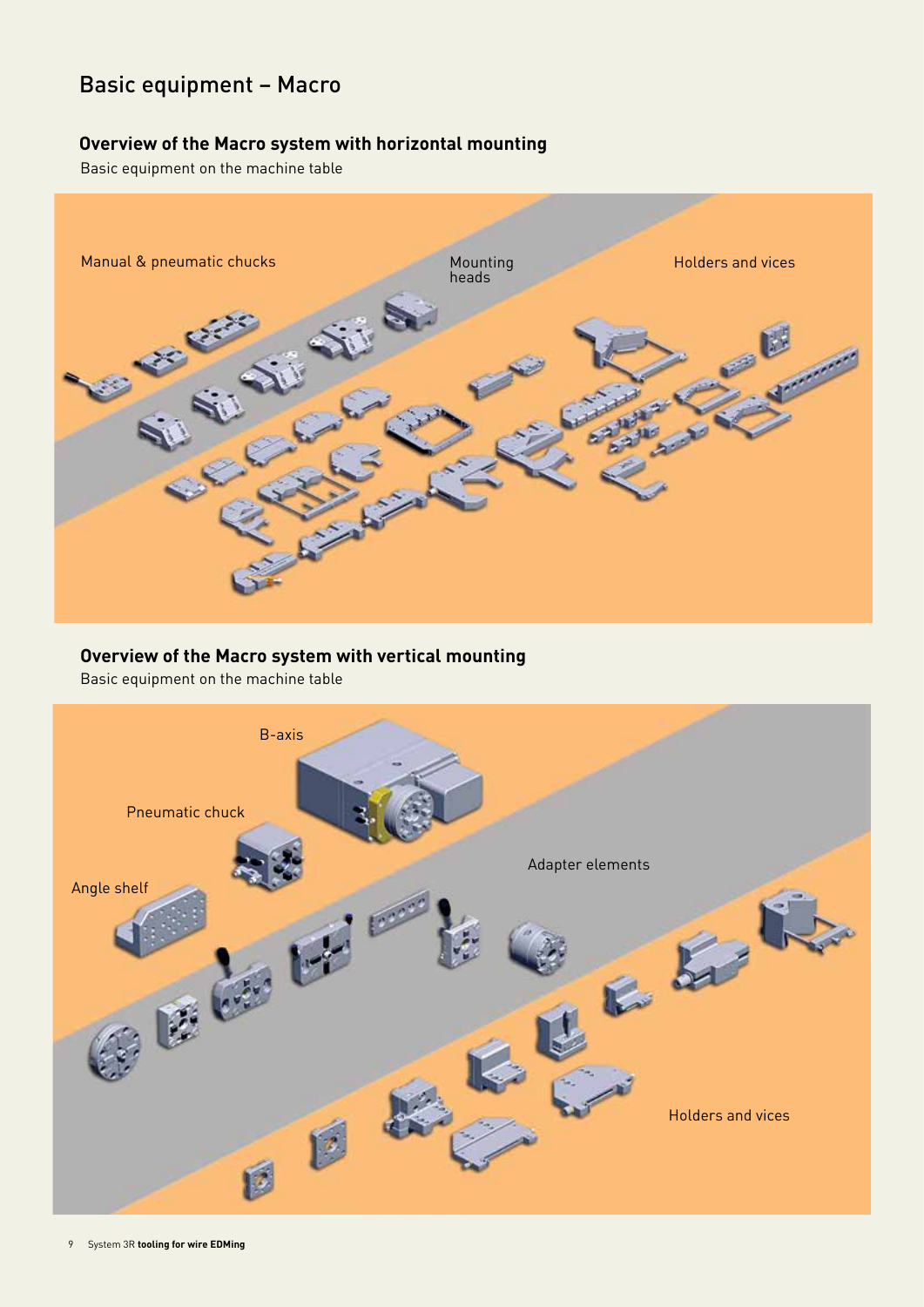# Basic equipment – Macro

## Overview of the Macro system with horizontal mounting

Basic equipment on the machine table

Manual & pneumatic chucks

Mounting heads

Holders and vices

## Overview of the Macro system with vertical mounting

Basic equipment on the machine table

B-axis

Pneumatic chuck

Angle shelf

Adapter elements

Holders and vices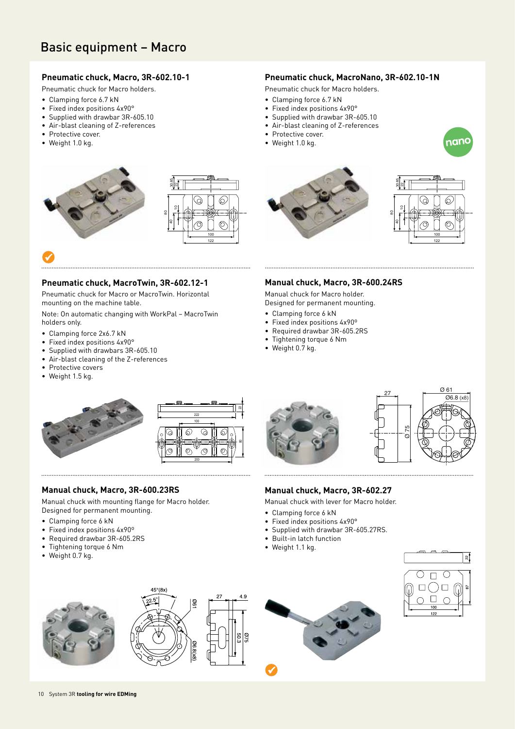# Basic equipment – Macro

### Pneumatic chuck, Macro, 3R-602.10-1

Pneumatic chuck for Macro holders.

- Clamping force 6.7 kN
- Fixed index positions 4x90°
- Supplied with drawbar 3R-605.10
- Air-blast cleaning of Z-references
- Protective cover.
- Weight 1.0 kg.

### Pneumatic chuck, MacroNano, 3R-602.10-1N

Pneumatic chuck for Macro holders.

- Clamping force 6.7 kN
- Fixed index positions 4x90°
- Supplied with drawbar 3R-605.10
- Air-blast cleaning of Z-references
- Protective cover.
- Weight 1.0 kg.

### Pneumatic chuck, MacroTwin, 3R-602.12-1

Pneumatic chuck for Macro or MacroTwin. Horizontal mounting on the machine table.

Note: On automatic changing with WorkPal – MacroTwin holders only.

- Clamping force 2x6.7 kN
- Fixed index positions 4x90°
- Supplied with drawbars 3R-605.10
- Air-blast cleaning of the Z-references
- Protective covers
- Weight 1.5 kg.

### Manual chuck, Macro, 3R-600.24RS

Manual chuck for Macro holder.
Designed for permanent mounting.

- Clamping force 6 kN
- Fixed index positions 4x90°
- Required drawbar 3R-605.2RS
- Tightening torque 6 Nm
- Weight 0.7 kg.

### Manual chuck, Macro, 3R-600.23RS

Manual chuck with mounting flange for Macro holder.
Designed for permanent mounting.

- Clamping force 6 kN
- Fixed index positions 4x90°
- Required drawbar 3R-605.2RS
- Tightening torque 6 Nm
- Weight 0.7 kg.

### Manual chuck, Macro, 3R-602.27

Manual chuck with lever for Macro holder.

- Clamping force 6 kN
- Fixed index positions 4x90°
- Supplied with drawbar 3R-605.27RS.
- Built-in latch function
- Weight 1.1 kg.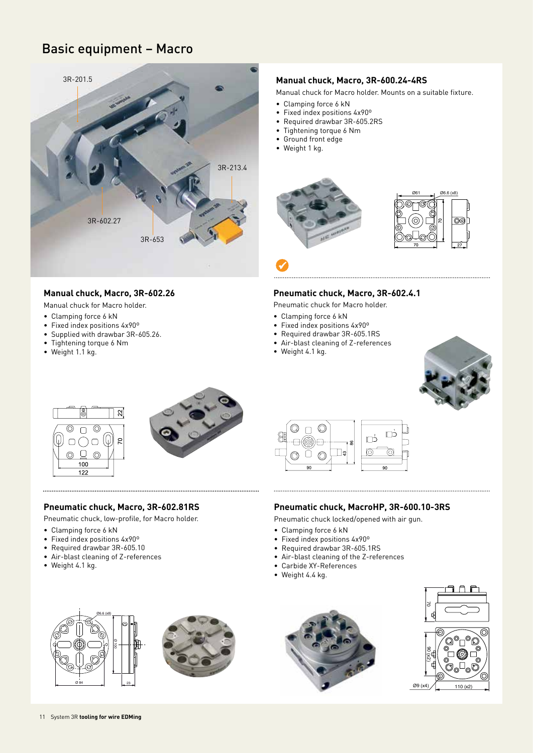# Basic equipment – Macro

## Manual chuck, Macro, 3R-600.24-4RS

Manual chuck for Macro holder. Mounts on a suitable fixture.

- Clamping force 6 kN
- Fixed index positions 4x90º
- Required drawbar 3R-605.2RS
- Tightening torque 6 Nm
- Ground front edge
- Weight 1 kg.

## Manual chuck, Macro, 3R-602.26

Manual chuck for Macro holder.

- Clamping force 6 kN
- Fixed index positions 4x90º
- Supplied with drawbar 3R-605.26.
- Tightening torque 6 Nm
- Weight 1.1 kg.

## Pneumatic chuck, Macro, 3R-602.4.1

Pneumatic chuck for Macro holder.

- Clamping force 6 kN
- Fixed index positions 4x90º
- Required drawbar 3R-605.1RS
- Air-blast cleaning of Z-references
- Weight 4.1 kg.

## Pneumatic chuck, Macro, 3R-602.81RS

Pneumatic chuck, low-profile, for Macro holder.

- Clamping force 6 kN
- Fixed index positions 4x90º
- Required drawbar 3R-605.10
- Air-blast cleaning of Z-references
- Weight 4.1 kg.

## Pneumatic chuck, MacroHP, 3R-600.10-3RS

Pneumatic chuck locked/opened with air gun.

- Clamping force 6 kN
- Fixed index positions 4x90º
- Required drawbar 3R-605.1RS
- Air-blast cleaning of the Z-references
- Carbide XY-References
- Weight 4.4 kg.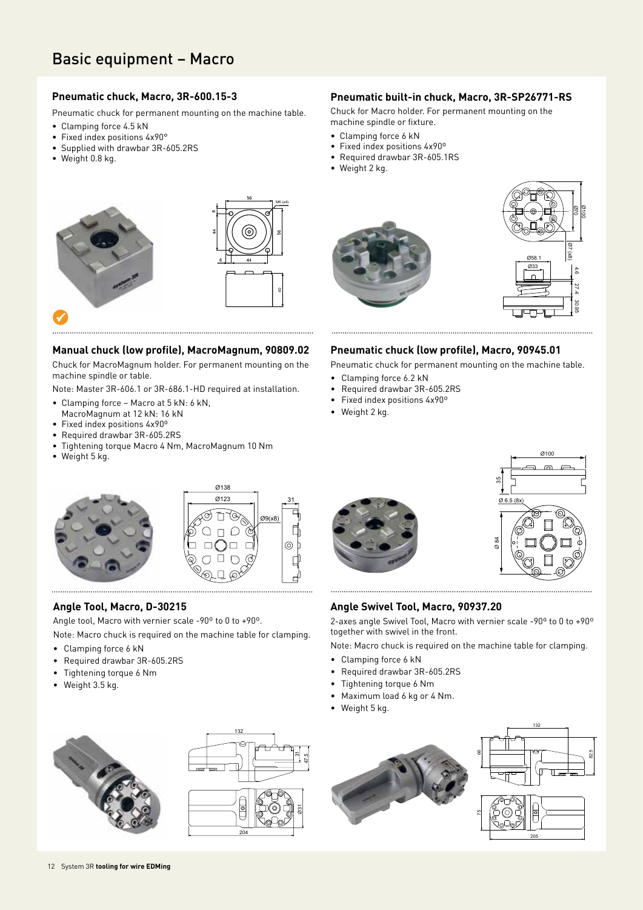# Basic equipment – Macro

### Pneumatic chuck, Macro, 3R-600.15-3

Pneumatic chuck for permanent mounting on the machine table.

- Clamping force 4.5 kN
- Fixed index positions 4x90°
- Supplied with drawbar 3R-605.2RS
- Weight 0.8 kg.

### Pneumatic built-in chuck, Macro, 3R-SP26771-RS

Chuck for Macro holder. For permanent mounting on the machine spindle or fixture.

- Clamping force 6 kN
- Fixed index positions 4x90°
- Required drawbar 3R-605.1RS
- Weight 2 kg.

### Manual chuck (low profile), MacroMagnum, 90809.02

Chuck for MacroMagnum holder. For permanent mounting on the machine spindle or table.

Note: Master 3R-606.1 or 3R-686.1-HD required at installation.

- Clamping force – Macro at 5 kN: 6 kN, MacroMagnum at 12 kN: 16 kN
- Fixed index positions 4x90°
- Required drawbar 3R-605.2RS
- Tightening torque Macro 4 Nm, MacroMagnum 10 Nm
- Weight 5 kg.

### Pneumatic chuck (low profile), Macro, 90945.01

Pneumatic chuck for permanent mounting on the machine table.

- Clamping force 6.2 kN
- Required drawbar 3R-605.2RS
- Fixed index positions 4x90°
- Weight 2 kg.

### Angle Tool, Macro, D-30215

Angle tool, Macro with vernier scale -90° to 0 to +90°.

Note: Macro chuck is required on the machine table for clamping.

- Clamping force 6 kN
- Required drawbar 3R-605.2RS
- Tightening torque 6 Nm
- Weight 3.5 kg.

### Angle Swivel Tool, Macro, 90937.20

2-axes angle Swivel Tool, Macro with vernier scale -90° to 0 to +90° together with swivel in the front.

Note: Macro chuck is required on the machine table for clamping.

- Clamping force 6 kN
- Required drawbar 3R-605.2RS
- Tightening torque 6 Nm
- Maximum load 6 kg or 4 Nm.
- Weight 5 kg.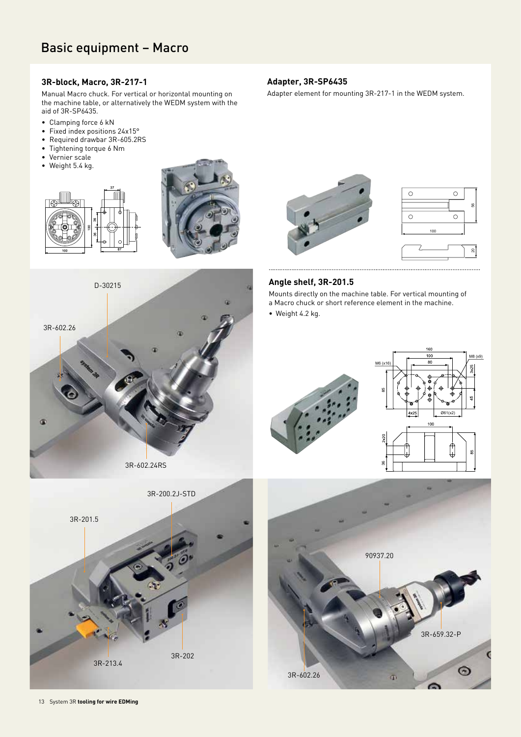# Basic equipment – Macro

### 3R-block, Macro, 3R-217-1

Manual Macro chuck. For vertical or horizontal mounting on the machine table, or alternatively the WEDM system with the aid of 3R-SP6435.

- Clamping force 6 kN
- Fixed index positions 24x15°
- Required drawbar 3R-605.2RS
- Tightening torque 6 Nm
- Vernier scale
- Weight 5.4 kg.

37
100
36
36
100
87

### Adapter, 3R-SP6435

Adapter element for mounting 3R-217-1 in the WEDM system.

56
100
20

### Angle shelf, 3R-201.5

Mounts directly on the machine table. For vertical mounting of a Macro chuck or short reference element in the machine.

- Weight 4.2 kg.

160
100
80
M6 (x16)
M8 (x9)
3x25
85
45
4x25
Ø61(x2)
100
2x20
36
85

D-30215
3R-602.26
3R-602.24RS

3R-200.2J-STD
3R-201.5
3R-213.4
3R-202

90937.20
3R-659.32-P
3R-602.26